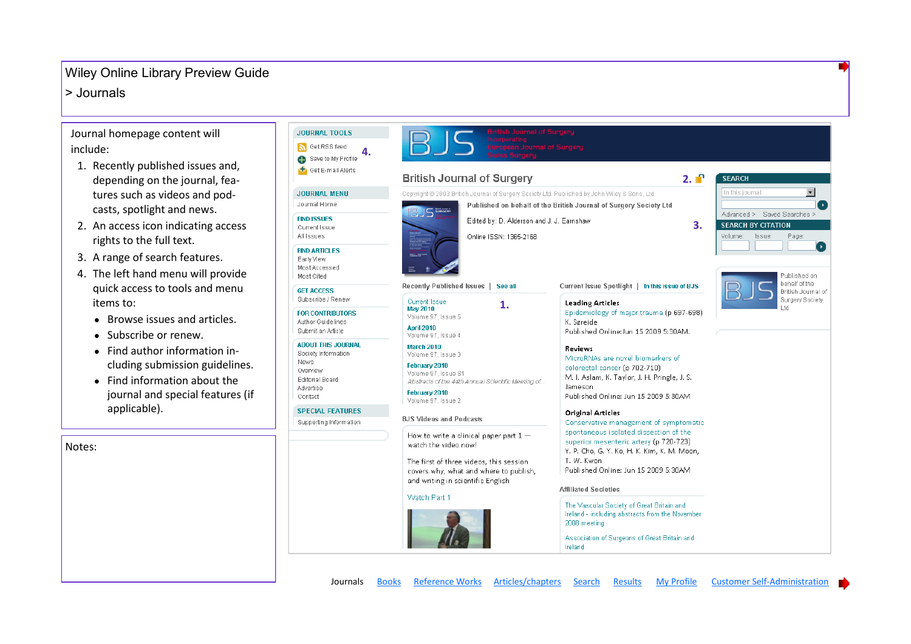# Wiley Online Library Preview Guide

> Journals

Journal homepage content will include:

1. Recently published issues and, depending on the journal, features such as videos and podcasts, spotlight and news.
2. An access icon indicating access rights to the full text.
3. A range of search features.
4. The left hand menu will provide quick access to tools and menu items to:
   - Browse issues and articles.
   - Subscribe or renew.
   - Find author information including submission guidelines.
   - Find information about the journal and special features (if applicable).

Notes:

JOURNAL TOOLS
Get RSS feed
Save to My Profile
Get E-mail Alerts

4.

JOURNAL MENU
Journal Home

FIND ISSUES
Current Issue
All Issues

FIND ARTICLES
Early View
Most Accessed
Most Cited

GET ACCESS
Subscribe / Renew

FOR CONTRIBUTORS
Author Guidelines
Submit an Article

ABOUT THIS JOURNAL
Society Information
News
Overview
Editorial Board
Advertise
Contact

SPECIAL FEATURES
Supporting Information

BJS British Journal of Surgery Incorporating European Journal of Surgery Swiss Surgery

British Journal of Surgery 2.

Copyright © 2003 British Journal of Surgery Society Ltd. Published by John Wiley & Sons, Ltd.

Published on behalf of the British Journal of Surgery Society Ltd

Edited by: D. Alderson and J. J. Earnshaw

Online ISSN: 1365-2168

3.

SEARCH
In this journal
Advanced > Saved Searches >

SEARCH BY CITATION
Volume: Issue: Page:

Published on behalf of the British Journal of Surgery Society Ltd

Recently Published Issues | See all

1.

Current Issue
May 2010
Volume 97, Issue 5

April 2010
Volume 97, Issue 4

March 2010
Volume 97, Issue 3

February 2010
Volume 97, Issue S1
Abstracts of the 44th Annual Scientific Meeting of...

February 2010
Volume 97, Issue 2

BJS Videos and Podcasts

How to write a clinical paper part 1 — watch the video now!

The first of three videos, this session covers why, what and where to publish, and writing in scientific English

Watch Part 1

Current Issue Spotlight | In this issue of BJS

Leading Articles
Epidemiology of major trauma (p 697-698)
K. Søreide
Published Online: Jun 15 2009 5:30AM.

Reviews
MicroRNAs are novel biomarkers of colorectal cancer (p 702-710)
M. I. Aslam, K. Taylor, J. H. Pringle, J. S. Jameson
Published Online: Jun 15 2009 5:30AM

Original Articles
Conservative management of symptomatic spontaneous isolated dissection of the superior mesenteric artery (p 720-723)
Y. P. Cho, G. Y. Ko, H. K. Kim, K. M. Moon, T. W. Kwon
Published Online: Jun 15 2009 5:30AM

Affiliated Societies

The Vascular Society of Great Britain and Ireland - including abstracts from the November 2008 meeting

Association of Surgeons of Great Britain and Ireland

Journals Books Reference Works Articles/chapters Search Results My Profile Customer Self-Administration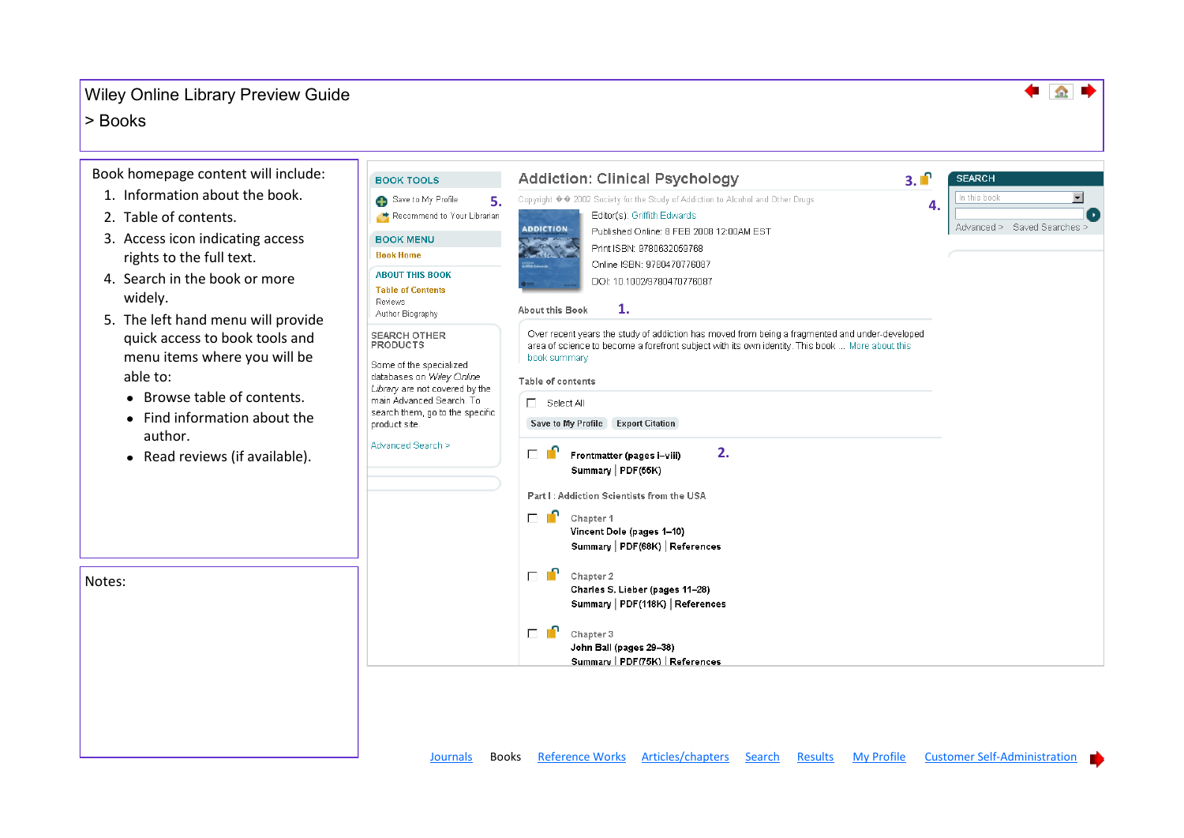# Wiley Online Library Preview Guide

## > Books

Book homepage content will include:

1. Information about the book.
2. Table of contents.
3. Access icon indicating access rights to the full text.
4. Search in the book or more widely.
5. The left hand menu will provide quick access to book tools and menu items where you will be able to:
   - Browse table of contents.
   - Find information about the author.
   - Read reviews (if available).

Notes:

BOOK TOOLS

Save to My Profile **5.**

Recommend to Your Librarian

BOOK MENU

Book Home

ABOUT THIS BOOK

Table of Contents

Reviews

Author Biography

SEARCH OTHER PRODUCTS

Some of the specialized databases on *Wiley Online Library* are not covered by the main Advanced Search. To search them, go to the specific product site.

Advanced Search >

**Addiction: Clinical Psychology** **3.**

Copyright �� 2002 Society for the Study of Addiction to Alcohol and Other Drugs **4.**

Editor(s): Griffith Edwards

Published Online: 8 FEB 2008 12:00AM EST

Print ISBN: 9780632059768

Online ISBN: 9780470776087

DOI: 10.1002/9780470776087

About this Book **1.**

Over recent years the study of addiction has moved from being a fragmented and under-developed area of science to become a forefront subject with its own identity. This book ... More about this book summary

Table of contents

Select All

Save to My Profile | Export Citation

Frontmatter (pages i–viii) **2.**

Summary | PDF(55K)

Part I : Addiction Scientists from the USA

Chapter 1

Vincent Dole (pages 1–10)

Summary | PDF(68K) | References

Chapter 2

Charles S. Lieber (pages 11–28)

Summary | PDF(118K) | References

Chapter 3

John Ball (pages 29–38)

Summary | PDF(75K) | References

SEARCH

In this book

Advanced > Saved Searches >

Journals | Books | Reference Works | Articles/chapters | Search | Results | My Profile | Customer Self-Administration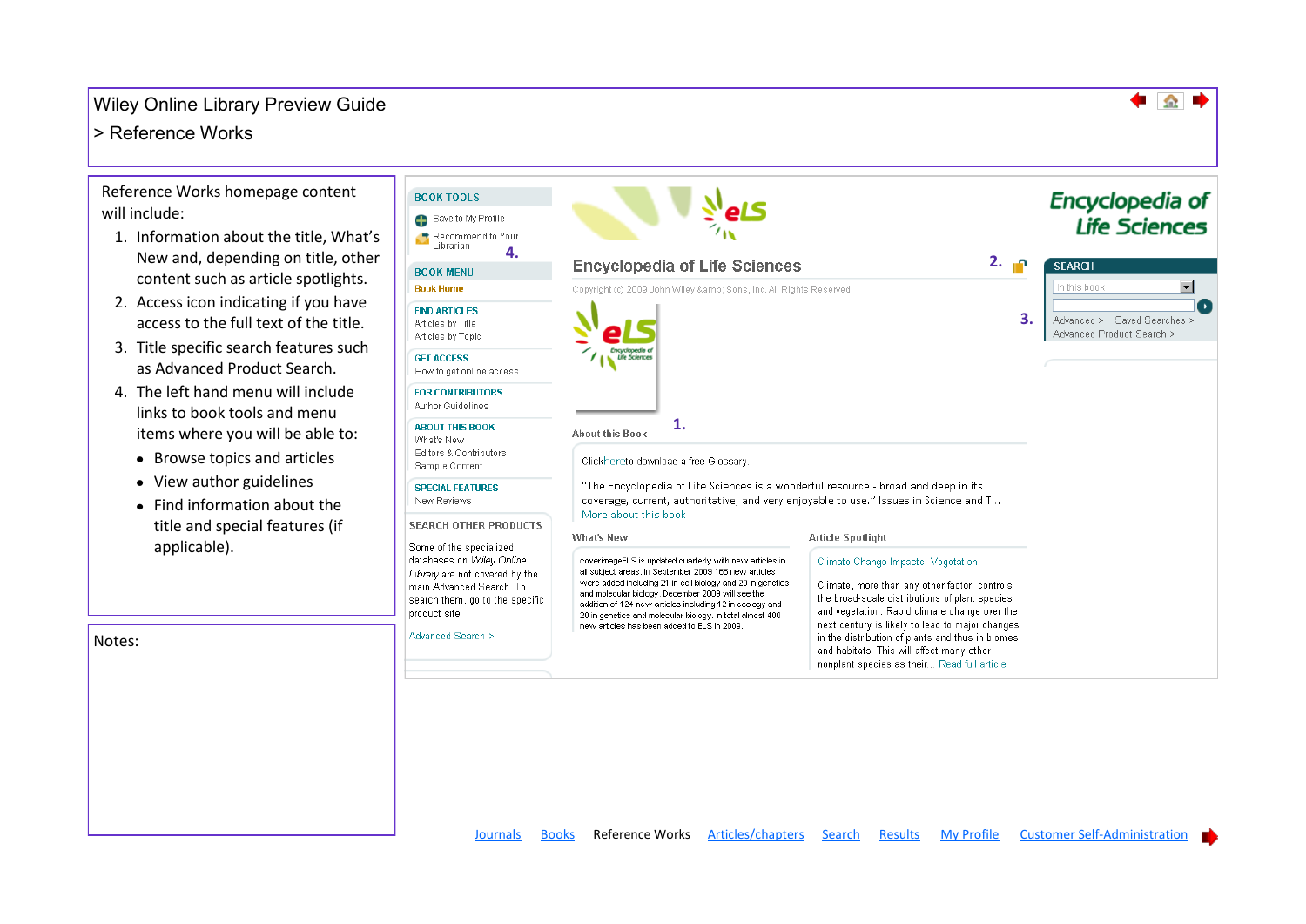# Wiley Online Library Preview Guide

## > Reference Works

Reference Works homepage content will include:

1. Information about the title, What's New and, depending on title, other content such as article spotlights.
2. Access icon indicating if you have access to the full text of the title.
3. Title specific search features such as Advanced Product Search.
4. The left hand menu will include links to book tools and menu items where you will be able to:
   - Browse topics and articles
   - View author guidelines
   - Find information about the title and special features (if applicable).

Notes:

BOOK TOOLS
Save to My Profile
Recommend to Your Librarian
4.

BOOK MENU
Book Home

FIND ARTICLES
Articles by Title
Articles by Topic

GET ACCESS
How to get online access

FOR CONTRIBUTORS
Author Guidelines

ABOUT THIS BOOK
What's New
Editors & Contributors
Sample Content

SPECIAL FEATURES
New Reviews

SEARCH OTHER PRODUCTS

Some of the specialized databases on *Wiley Online Library* are not covered by the main Advanced Search. To search them, go to the specific product site.

Advanced Search >

Encyclopedia of Life Sciences 2.

Copyright (c) 2009 John Wiley &amp; Sons, Inc. All Rights Reserved.

1.

About this Book

Click here to download a free Glossary.

"The Encyclopedia of Life Sciences is a wonderful resource - broad and deep in its coverage, current, authoritative, and very enjoyable to use." Issues in Science and T...
More about this book

What's New

coverimageELS is updated quarterly with new articles in all subject areas. In September 2009 168 new articles were added including 21 in cell biology and 20 in genetics and molecular biology. December 2009 will see the addition of 124 new articles including 12 in ecology and 20 in genetics and molecular biology. In total almost 400 new articles has been added to ELS in 2009.

Article Spotlight

Climate Change Impacts: Vegetation

Climate, more than any other factor, controls the broad-scale distributions of plant species and vegetation. Rapid climate change over the next century is likely to lead to major changes in the distribution of plants and thus in biomes and habitats. This will affect many other nonplant species as their... Read full article

Encyclopedia of Life Sciences

SEARCH
In this book
3.
Advanced > Saved Searches >
Advanced Product Search >

Journals | Books | Reference Works | Articles/chapters | Search | Results | My Profile | Customer Self-Administration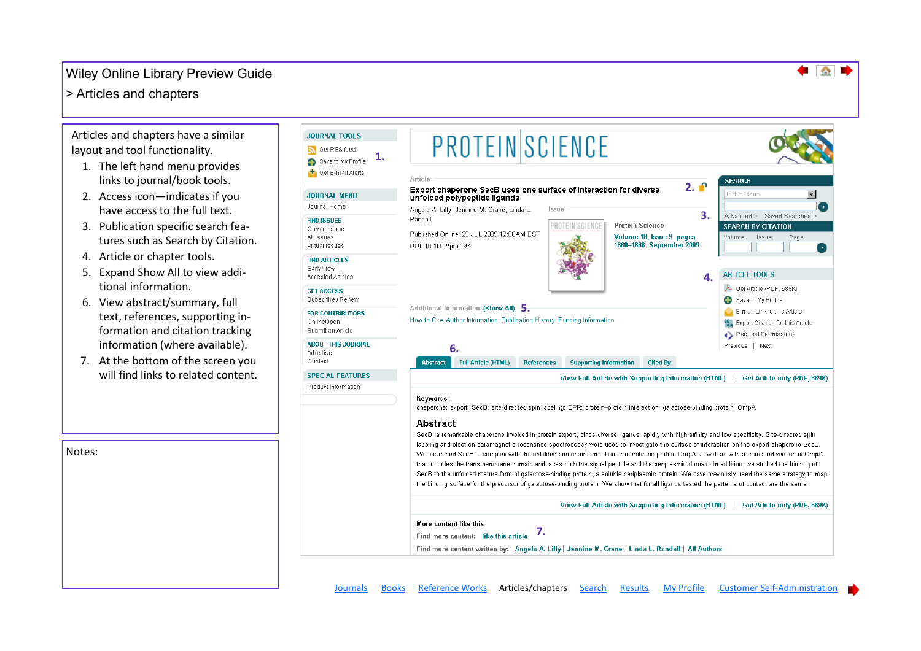# Wiley Online Library Preview Guide

## > Articles and chapters

Articles and chapters have a similar layout and tool functionality.

1. The left hand menu provides links to journal/book tools.
2. Access icon—indicates if you have access to the full text.
3. Publication specific features such as Search by Citation.
4. Article or chapter tools.
5. Expand Show All to view additional information.
6. View abstract/summary, full text, references, supporting information and citation tracking information (where available).
7. At the bottom of the screen you will find links to related content.

Notes:

JOURNAL TOOLS
- Get RSS feed
- Save to My Profile
- Get E-mail Alerts

1.

JOURNAL MENU
- Journal Home

FIND ISSUES
- Current Issue
- All Issues
- Virtual Issues

FIND ARTICLES
- Early View
- Accepted Articles

GET ACCESS
- Subscribe / Renew

FOR CONTRIBUTORS
- OnlineOpen
- Submit an Article

ABOUT THIS JOURNAL
- Advertise
- Contact

SPECIAL FEATURES
- Product Information

PROTEIN SCIENCE

Article

Export chaperone SecB uses one surface of interaction for diverse unfolded polypeptide ligands 2.

Angela A. Lilly, Jennine M. Crane, Linda L. Randall

Published Online: 29 JUL 2009 12:00AM EST

DOI: 10.1002/pro.197

Issue

Protein Science

Volume 18, Issue 9, pages 1860–1868, September 2009

3.

SEARCH

In this issue

Advanced > Saved Searches >

SEARCH BY CITATION

Volume: Issue: Page:

4.

ARTICLE TOOLS
- Get Article (PDF, 689K)
- Save to My Profile
- E-mail Link to this Article
- Export Citation for this Article
- Request Permissions

Previous | Next

Additional Information (Show All) 5.

How to Cite Author Information Publication History Funding Information

6.

Abstract | Full Article (HTML) | References | Supporting Information | Cited By

View Full Article with Supporting Information (HTML) | Get Article only (PDF, 689K)

Keywords:

chaperone; export; SecB; site-directed spin labeling; EPR; protein–protein interaction; galactose-binding protein; OmpA

### Abstract

SecB, a remarkable chaperone involved in protein export, binds diverse ligands rapidly with high affinity and low specificity. Site-directed spin labeling and electron paramagnetic resonance spectroscopy were used to investigate the surface of interaction on the export chaperone SecB. We examined SecB in complex with the unfolded precursor form of outer membrane protein OmpA as well as with a truncated version of OmpA that includes the transmembrane domain and lacks both the signal peptide and the periplasmic domain. In addition, we studied the binding of SecB to the unfolded mature form of galactose-binding protein, a soluble periplasmic protein. We have previously used the same strategy to map the binding surface for the precursor of galactose-binding protein. We show that for all ligands tested the patterns of contact are the same.

View Full Article with Supporting Information (HTML) | Get Article only (PDF, 689K)

More content like this

Find more content: like this article 7.

Find more content written by: Angela A. Lilly | Jennine M. Crane | Linda L. Randall | All Authors

Journals Books Reference Works Articles/chapters Search Results My Profile Customer Self-Administration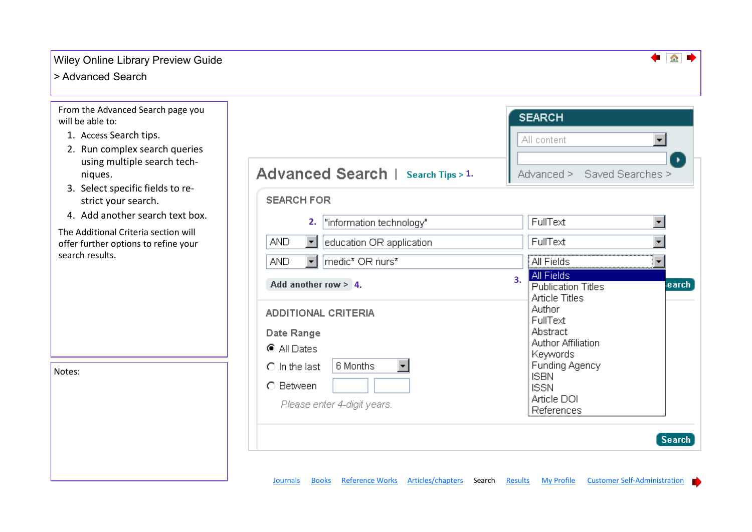Wiley Online Library Preview Guide

> Advanced Search

From the Advanced Search page you will be able to:

1. Access Search tips.
2. Run complex search queries using multiple search tech-niques.
3. Select specific fields to re-strict your search.
4. Add another search text box.

The Additional Criteria section will offer further options to refine your search results.

Notes:

SEARCH

All content

Advanced > Saved Searches >

Advanced Search | Search Tips > 1.

SEARCH FOR

2. "information technology" FullText

AND education OR application FullText

AND medic* OR nurs* All Fields

Add another row > 4.

3.

All Fields
Publication Titles
Article Titles
Author
FullText
Abstract
Author Affiliation
Keywords
Funding Agency
ISBN
ISSN
Article DOI
References

ADDITIONAL CRITERIA

Date Range

All Dates

In the last 6 Months

Between

*Please enter 4-digit years.*

Search

Journals Books Reference Works Articles/chapters Search Results My Profile Customer Self-Administration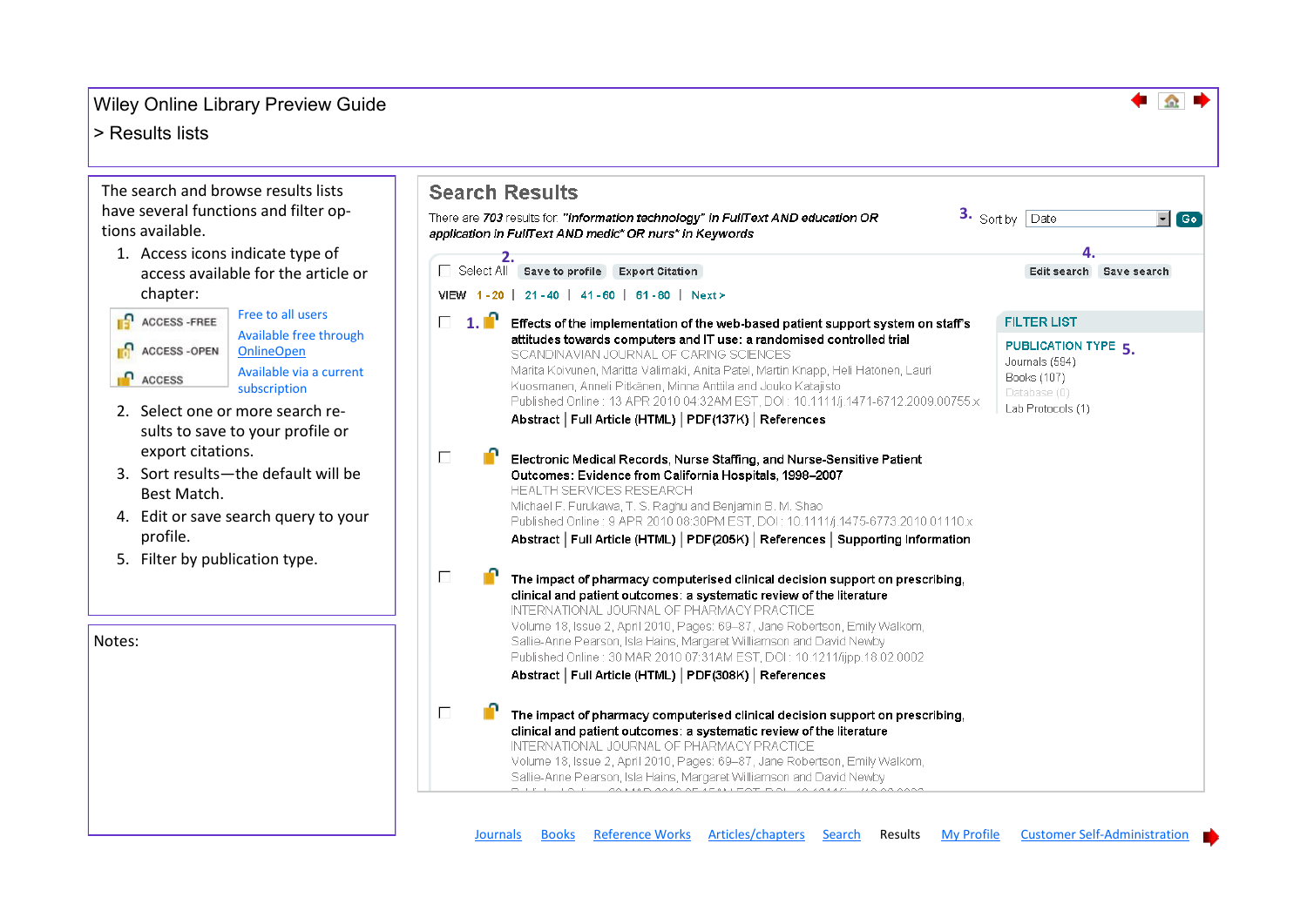# Wiley Online Library Preview Guide

## > Results lists

The search and browse results lists have several functions and filter options available.

1. Access icons indicate type of access available for the article or chapter:

| | |
|---|---|
| ACCESS -FREE | Free to all users |
| ACCESS -OPEN | Available free through OnlineOpen |
| ACCESS | Available via a current subscription |

2. Select one or more search results to save to your profile or export citations.
3. Sort results—the default will be Best Match.
4. Edit or save search query to your profile.
5. Filter by publication type.

Notes:

## Search Results

There are *703* results for: *"information technology" in FullText AND education OR application in FullText AND medic\* OR nurs\* in Keywords*

3. Sort by Date Go

2. Select All | Save to profile | Export Citation

4. Edit search | Save search

VIEW 1 - 20 | 21 - 40 | 41 - 60 | 61 - 80 | Next >

1. **Effects of the implementation of the web-based patient support system on staff's attitudes towards computers and IT use: a randomised controlled trial**
SCANDINAVIAN JOURNAL OF CARING SCIENCES
Marita Koivunen, Maritta Välimäki, Anita Patel, Martin Knapp, Heli Hätönen, Lauri Kuosmanen, Anneli Pitkänen, Minna Anttila and Jouko Katajisto
Published Online : 13 APR 2010 04:32AM EST, DOI : 10.1111/j.1471-6712.2009.00755.x
Abstract | Full Article (HTML) | PDF(137K) | References

**Electronic Medical Records, Nurse Staffing, and Nurse-Sensitive Patient Outcomes: Evidence from California Hospitals, 1998–2007**
HEALTH SERVICES RESEARCH
Michael F. Furukawa, T. S. Raghu and Benjamin B. M. Shao
Published Online : 9 APR 2010 08:30PM EST, DOI : 10.1111/j.1475-6773.2010.01110.x
Abstract | Full Article (HTML) | PDF(205K) | References | Supporting Information

**The impact of pharmacy computerised clinical decision support on prescribing, clinical and patient outcomes: a systematic review of the literature**
INTERNATIONAL JOURNAL OF PHARMACY PRACTICE
Volume 18, Issue 2, April 2010, Pages: 69–87, Jane Robertson, Emily Walkom, Sallie-Anne Pearson, Isla Hains, Margaret Williamson and David Newby
Published Online : 30 MAR 2010 07:31AM EST, DOI : 10.1211/ijpp.18.02.0002
Abstract | Full Article (HTML) | PDF(308K) | References

**The impact of pharmacy computerised clinical decision support on prescribing, clinical and patient outcomes: a systematic review of the literature**
INTERNATIONAL JOURNAL OF PHARMACY PRACTICE
Volume 18, Issue 2, April 2010, Pages: 69–87, Jane Robertson, Emily Walkom, Sallie-Anne Pearson, Isla Hains, Margaret Williamson and David Newby

FILTER LIST

PUBLICATION TYPE 5.
Journals (594)
Books (107)
Database (0)
Lab Protocols (1)

Journals | Books | Reference Works | Articles/chapters | Search | Results | My Profile | Customer Self-Administration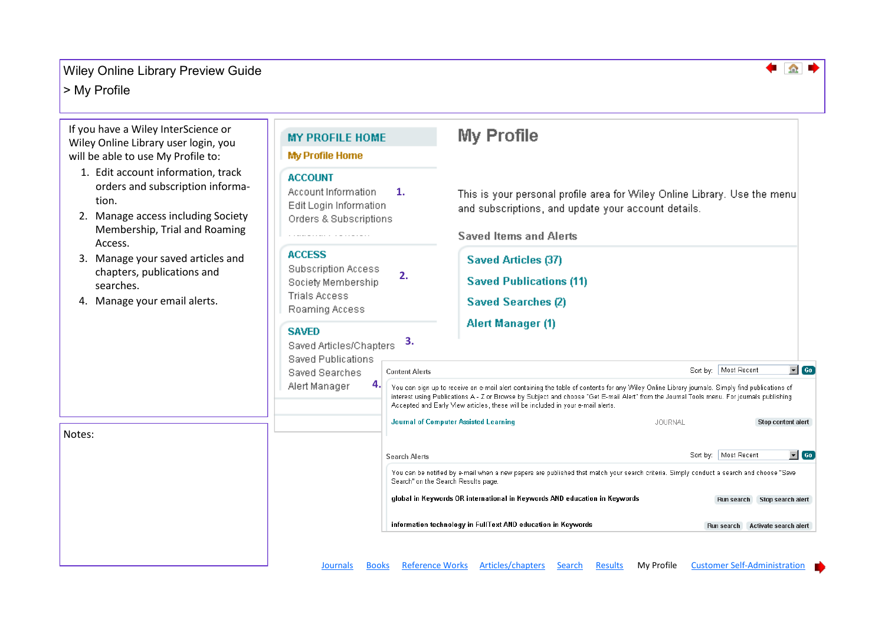# Wiley Online Library Preview Guide

## > My Profile

If you have a Wiley InterScience or Wiley Online Library user login, you will be able to use My Profile to:

1. Edit account information, track orders and subscription information.
2. Manage access including Society Membership, Trial and Roaming Access.
3. Manage your saved articles and chapters, publications and searches.
4. Manage your email alerts.

Notes:

**MY PROFILE HOME**

My Profile Home

**ACCOUNT**

Account Information **1.**
Edit Login Information
Orders & Subscriptions

**ACCESS**

Subscription Access **2.**
Society Membership
Trials Access
Roaming Access

**SAVED**

Saved Articles/Chapters **3.**
Saved Publications
Saved Searches
Alert Manager **4.**

**My Profile**

This is your personal profile area for Wiley Online Library. Use the menu and subscriptions, and update your account details.

Saved Items and Alerts

- Saved Articles (37)
- Saved Publications (11)
- Saved Searches (2)
- Alert Manager (1)

Content Alerts — Sort by: Most Recent — Go

You can sign up to receive an e-mail alert containing the table of contents for any Wiley Online Library journals. Simply find publications of interest using Publications A - Z or Browse by Subject and choose "Get E-mail Alert" from the Journal Tools menu. For journals publishing Accepted and Early View articles, these will be included in your e-mail alerts.

Journal of Computer Assisted Learning — JOURNAL — Stop content alert

Search Alerts — Sort by: Most Recent — Go

You can be notified by e-mail when a new papers are published that match your search criteria. Simply conduct a search and choose "Save Search" on the Search Results page.

global in Keywords OR international in Keywords AND education in Keywords — Run search — Stop search alert

information technology in FullText AND education in Keywords — Run search — Activate search alert

Journals | Books | Reference Works | Articles/chapters | Search | Results | My Profile | Customer Self-Administration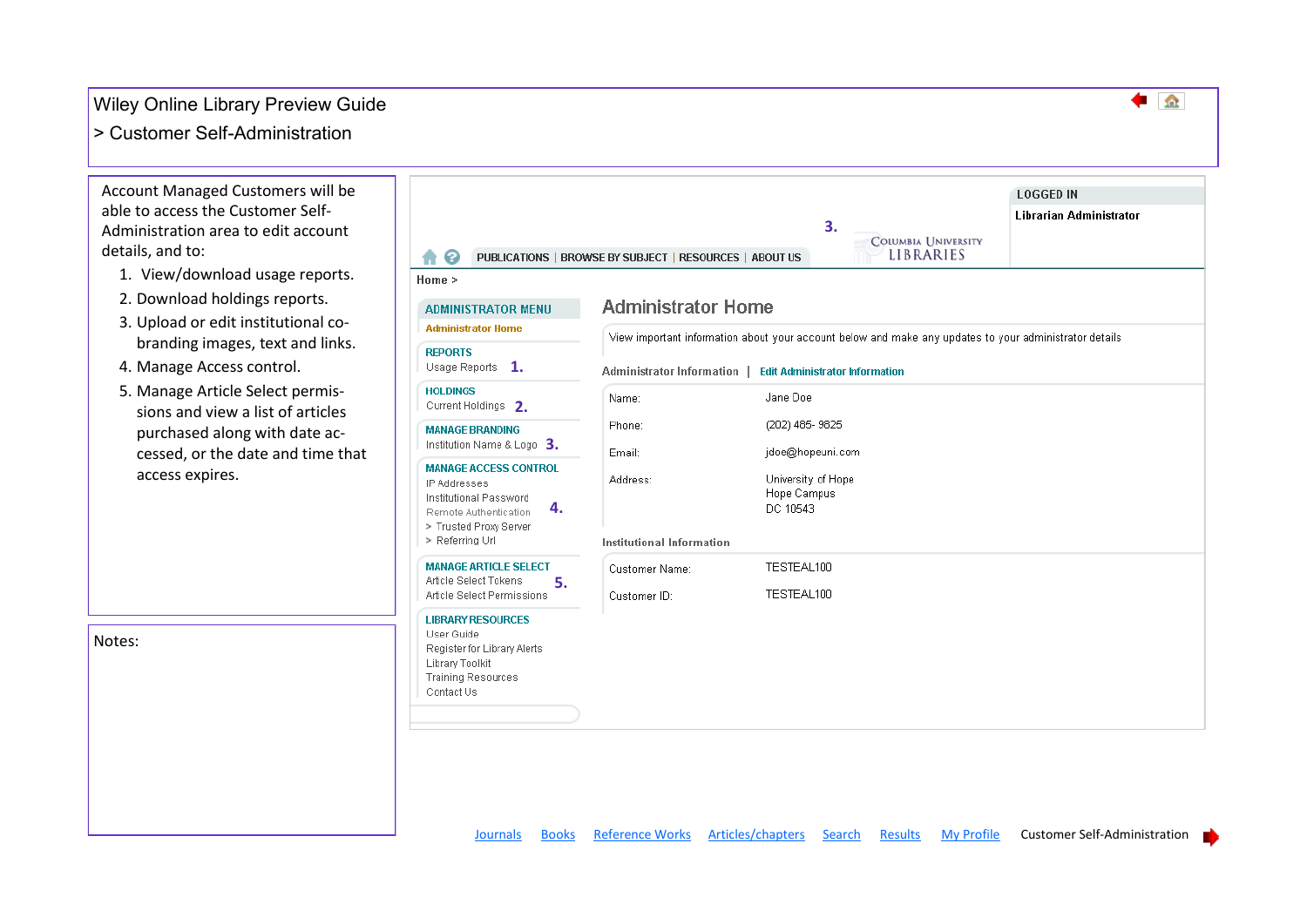Wiley Online Library Preview Guide

> Customer Self-Administration

Account Managed Customers will be able to access the Customer Self-Administration area to edit account details, and to:

1. View/download usage reports.
2. Download holdings reports.
3. Upload or edit institutional co-branding images, text and links.
4. Manage Access control.
5. Manage Article Select permissions and view a list of articles purchased along with date accessed, or the date and time that access expires.

Notes:

PUBLICATIONS | BROWSE BY SUBJECT | RESOURCES | ABOUT US

3.

COLUMBIA UNIVERSITY LIBRARIES

LOGGED IN

Librarian Administrator

Home >

ADMINISTRATOR MENU

Administrator Home

REPORTS

Usage Reports 1.

HOLDINGS

Current Holdings 2.

MANAGE BRANDING

Institution Name & Logo 3.

MANAGE ACCESS CONTROL

IP Addresses

Institutional Password

Remote Authentication 4.

> Trusted Proxy Server

> Referring Url

MANAGE ARTICLE SELECT

Article Select Tokens 5.

Article Select Permissions

LIBRARY RESOURCES

User Guide

Register for Library Alerts

Library Toolkit

Training Resources

Contact Us

Administrator Home

View important information about your account below and make any updates to your administrator details

Administrator Information | Edit Administrator Information

| | |
|---|---|
| Name: | Jane Doe |
| Phone: | (202) 485- 9825 |
| Email: | jdoe@hopeuni.com |
| Address: | University of Hope<br>Hope Campus<br>DC 10543 |

Institutional Information

| | |
|---|---|
| Customer Name: | TESTEAL100 |
| Customer ID: | TESTEAL100 |

Journals Books Reference Works Articles/chapters Search Results My Profile Customer Self-Administration